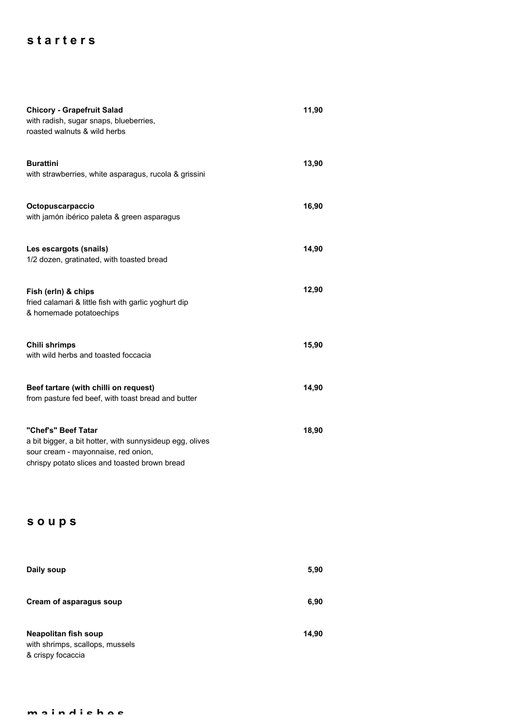# s t a r t e r s

**Chicory - Grapefruit Salad** **11,90**
with radish, sugar snaps, blueberries,
roasted walnuts & wild herbs

**Burattini** **13,90**
with strawberries, white asparagus, rucola & grissini

**Octopuscarpaccio** **16,90**
with jamón ibérico paleta & green asparagus

**Les escargots (snails)** **14,90**
1/2 dozen, gratinated, with toasted bread

**Fish (erln) & chips** **12,90**
fried calamari & little fish with garlic yoghurt dip
& homemade potatoechips

**Chili shrimps** **15,90**
with wild herbs and toasted foccacia

**Beef tartare (with chilli on request)** **14,90**
from pasture fed beef, with toast bread and butter

**"Chef's" Beef Tatar** **18,90**
a bit bigger, a bit hotter, with sunnysideup egg, olives
sour cream - mayonnaise, red onion,
chrispy potato slices and toasted brown bread

# s o u p s

**Daily soup** **5,90**

**Cream of asparagus soup** **6,90**

**Neapolitan fish soup** **14,90**
with shrimps, scallops, mussels
& crispy focaccia

# m a i n d i s h e s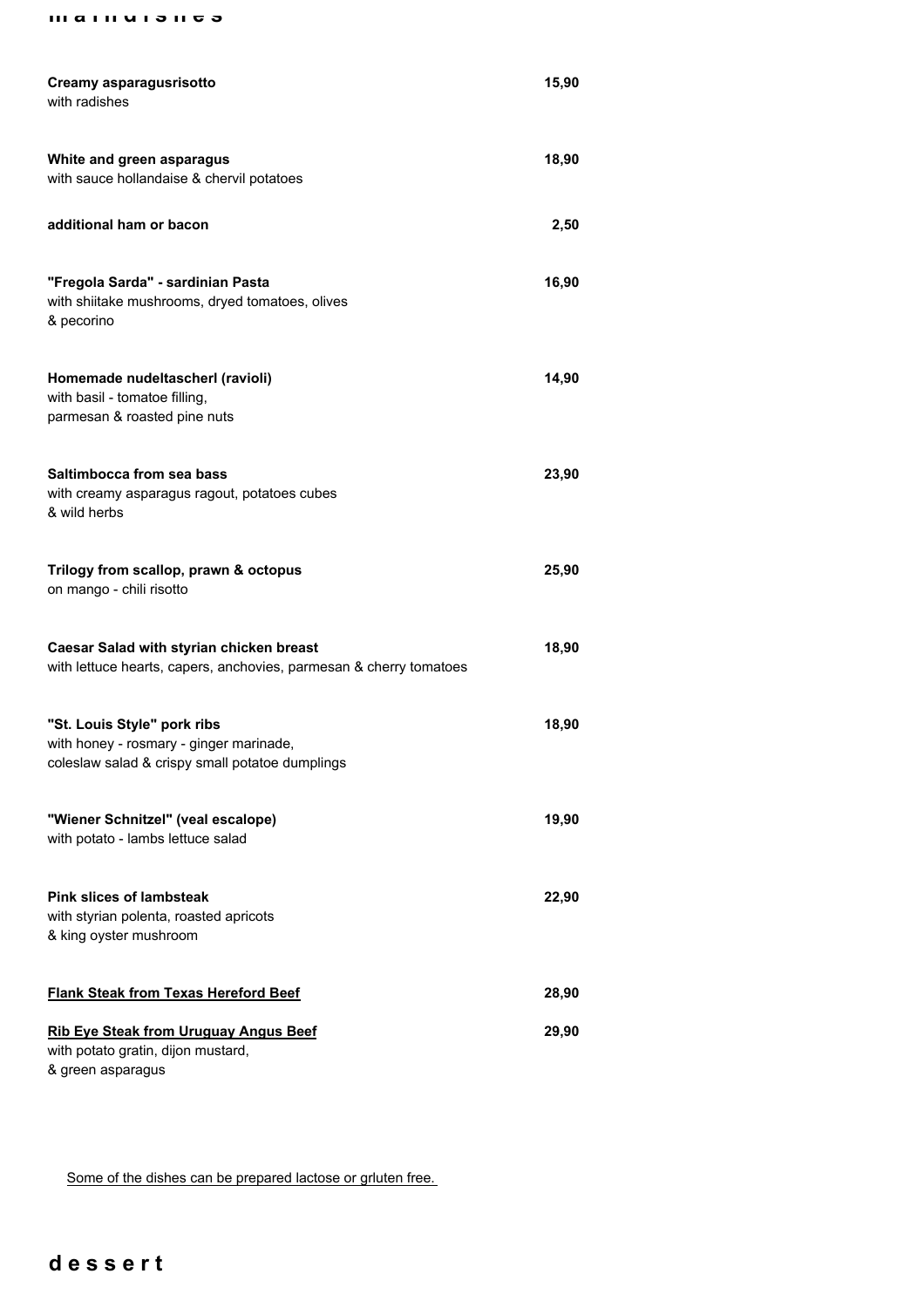## m a i n d i s h e s

**Creamy asparagusrisotto** — **15,90**
with radishes

**White and green asparagus** — **18,90**
with sauce hollandaise & chervil potatoes

**additional ham or bacon** — **2,50**

**"Fregola Sarda" - sardinian Pasta** — **16,90**
with shiitake mushrooms, dryed tomatoes, olives
& pecorino

**Homemade nudeltascherl (ravioli)** — **14,90**
with basil - tomatoe filling,
parmesan & roasted pine nuts

**Saltimbocca from sea bass** — **23,90**
with creamy asparagus ragout, potatoes cubes
& wild herbs

**Trilogy from scallop, prawn & octopus** — **25,90**
on mango - chili risotto

**Caesar Salad with styrian chicken breast** — **18,90**
with lettuce hearts, capers, anchovies, parmesan & cherry tomatoes

**"St. Louis Style" pork ribs** — **18,90**
with honey - rosmary - ginger marinade,
coleslaw salad & crispy small potatoe dumplings

**"Wiener Schnitzel" (veal escalope)** — **19,90**
with potato - lambs lettuce salad

**Pink slices of lambsteak** — **22,90**
with styrian polenta, roasted apricots
& king oyster mushroom

**<u>Flank Steak from Texas Hereford Beef</u>** — **28,90**

**<u>Rib Eye Steak from Uruguay Angus Beef</u>** — **29,90**
with potato gratin, dijon mustard,
& green asparagus

<u>Some of the dishes can be prepared lactose or grluten free.</u>

## d e s s e r t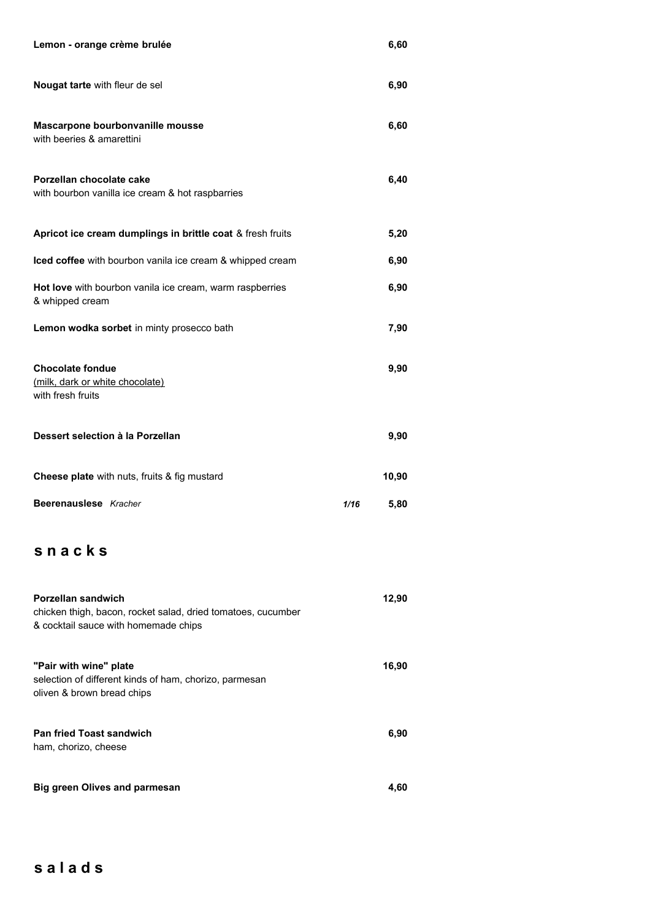| | | |
|---|---|---|
| **Lemon - orange crème brulée** | | **6,60** |
| **Nougat tarte** with fleur de sel | | **6,90** |
| **Mascarpone bourbonvanille mousse**<br>with beeries & amarettini | | **6,60** |
| **Porzellan chocolate cake**<br>with bourbon vanilla ice cream & hot raspbarries | | **6,40** |
| **Apricot ice cream dumplings in brittle coat** & fresh fruits | | **5,20** |
| **Iced coffee** with bourbon vanila ice cream & whipped cream | | **6,90** |
| **Hot love** with bourbon vanila ice cream, warm raspberries<br>& whipped cream | | **6,90** |
| **Lemon wodka sorbet** in minty prosecco bath | | **7,90** |
| **Chocolate fondue**<br><u>(milk, dark or white chocolate)</u><br>with fresh fruits | | **9,90** |
| **Dessert selection à la Porzellan** | | **9,90** |
| **Cheese plate** with nuts, fruits & fig mustard | | **10,90** |
| **Beerenauslese** *Kracher* | ***1/16*** | **5,80** |

## s n a c k s

| | |
|---|---|
| **Porzellan sandwich**<br>chicken thigh, bacon, rocket salad, dried tomatoes, cucumber<br>& cocktail sauce with homemade chips | **12,90** |
| **"Pair with wine" plate**<br>selection of different kinds of ham, chorizo, parmesan<br>oliven & brown bread chips | **16,90** |
| **Pan fried Toast sandwich**<br>ham, chorizo, cheese | **6,90** |
| **Big green Olives and parmesan** | **4,60** |

## s a l a d s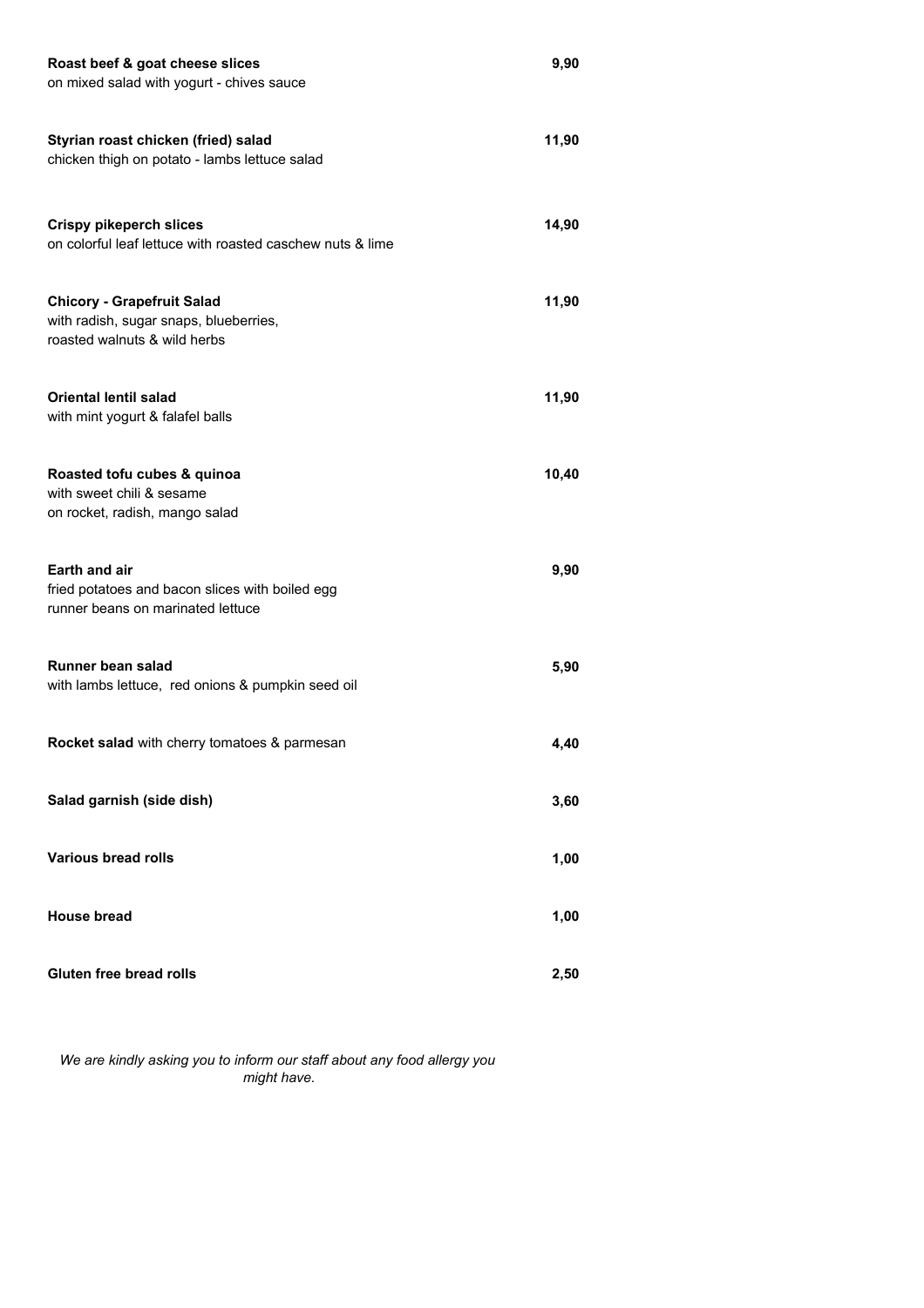**Roast beef & goat cheese slices** 9,90
on mixed salad with yogurt - chives sauce

**Styrian roast chicken (fried) salad** 11,90
chicken thigh on potato - lambs lettuce salad

**Crispy pikeperch slices** 14,90
on colorful leaf lettuce with roasted caschew nuts & lime

**Chicory - Grapefruit Salad** 11,90
with radish, sugar snaps, blueberries,
roasted walnuts & wild herbs

**Oriental lentil salad** 11,90
with mint yogurt & falafel balls

**Roasted tofu cubes & quinoa** 10,40
with sweet chili & sesame
on rocket, radish, mango salad

**Earth and air** 9,90
fried potatoes and bacon slices with boiled egg
runner beans on marinated lettuce

**Runner bean salad** 5,90
with lambs lettuce, red onions & pumpkin seed oil

**Rocket salad** with cherry tomatoes & parmesan 4,40

**Salad garnish (side dish)** 3,60

**Various bread rolls** 1,00

**House bread** 1,00

**Gluten free bread rolls** 2,50

*We are kindly asking you to inform our staff about any food allergy you might have.*